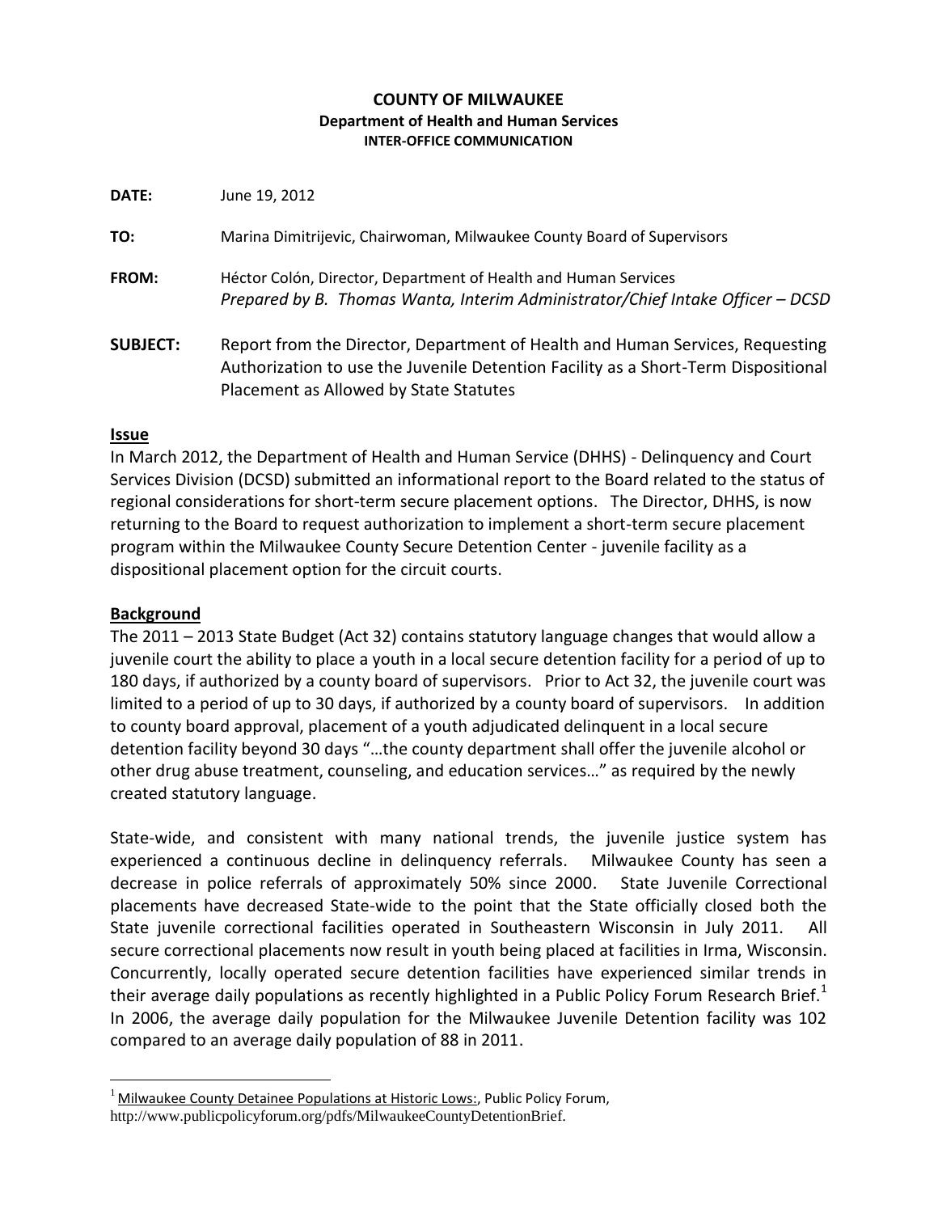**COUNTY OF MILWAUKEE**
**Department of Health and Human Services**
**INTER-OFFICE COMMUNICATION**

**DATE:** June 19, 2012

**TO:** Marina Dimitrijevic, Chairwoman, Milwaukee County Board of Supervisors

**FROM:** Héctor Colón, Director, Department of Health and Human Services
*Prepared by B. Thomas Wanta, Interim Administrator/Chief Intake Officer – DCSD*

**SUBJECT:** Report from the Director, Department of Health and Human Services, Requesting Authorization to use the Juvenile Detention Facility as a Short-Term Dispositional Placement as Allowed by State Statutes

## Issue

In March 2012, the Department of Health and Human Service (DHHS) - Delinquency and Court Services Division (DCSD) submitted an informational report to the Board related to the status of regional considerations for short-term secure placement options. The Director, DHHS, is now returning to the Board to request authorization to implement a short-term secure placement program within the Milwaukee County Secure Detention Center - juvenile facility as a dispositional placement option for the circuit courts.

## Background

The 2011 – 2013 State Budget (Act 32) contains statutory language changes that would allow a juvenile court the ability to place a youth in a local secure detention facility for a period of up to 180 days, if authorized by a county board of supervisors. Prior to Act 32, the juvenile court was limited to a period of up to 30 days, if authorized by a county board of supervisors. In addition to county board approval, placement of a youth adjudicated delinquent in a local secure detention facility beyond 30 days "…the county department shall offer the juvenile alcohol or other drug abuse treatment, counseling, and education services…" as required by the newly created statutory language.

State-wide, and consistent with many national trends, the juvenile justice system has experienced a continuous decline in delinquency referrals. Milwaukee County has seen a decrease in police referrals of approximately 50% since 2000. State Juvenile Correctional placements have decreased State-wide to the point that the State officially closed both the State juvenile correctional facilities operated in Southeastern Wisconsin in July 2011. All secure correctional placements now result in youth being placed at facilities in Irma, Wisconsin. Concurrently, locally operated secure detention facilities have experienced similar trends in their average daily populations as recently highlighted in a Public Policy Forum Research Brief.[1] In 2006, the average daily population for the Milwaukee Juvenile Detention facility was 102 compared to an average daily population of 88 in 2011.

---

[1] Milwaukee County Detainee Populations at Historic Lows:, Public Policy Forum, http://www.publicpolicyforum.org/pdfs/MilwaukeeCountyDetentionBrief.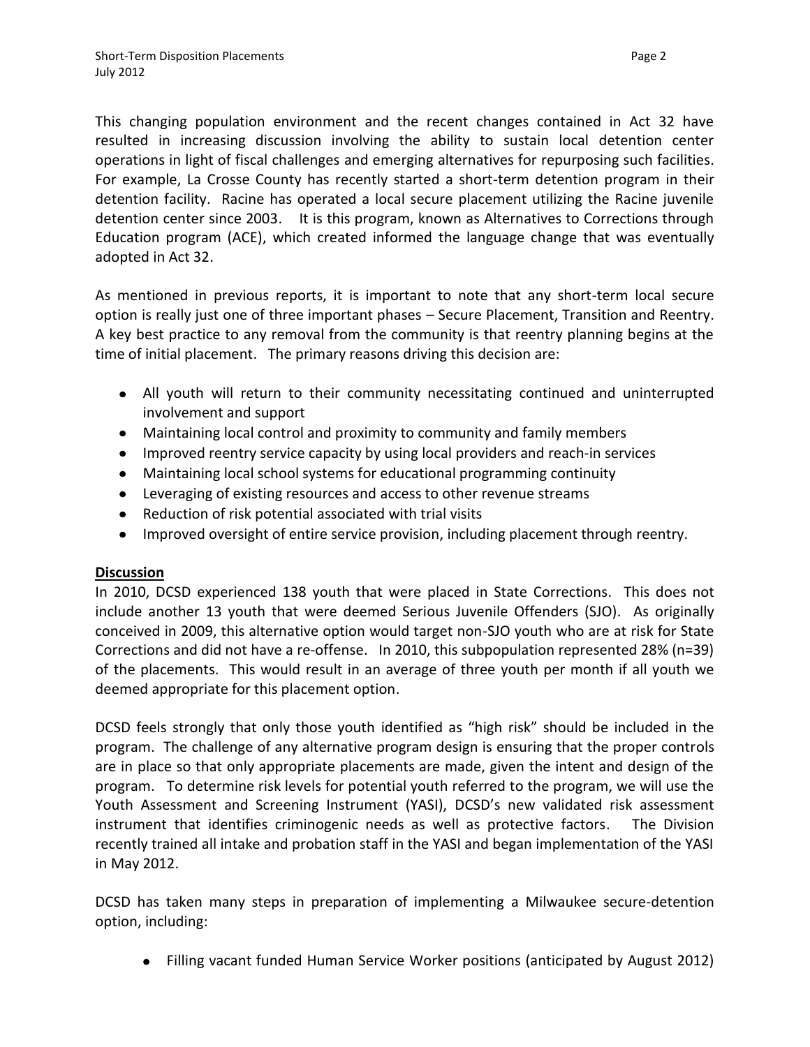This changing population environment and the recent changes contained in Act 32 have resulted in increasing discussion involving the ability to sustain local detention center operations in light of fiscal challenges and emerging alternatives for repurposing such facilities. For example, La Crosse County has recently started a short-term detention program in their detention facility. Racine has operated a local secure placement utilizing the Racine juvenile detention center since 2003. It is this program, known as Alternatives to Corrections through Education program (ACE), which created informed the language change that was eventually adopted in Act 32.

As mentioned in previous reports, it is important to note that any short-term local secure option is really just one of three important phases – Secure Placement, Transition and Reentry. A key best practice to any removal from the community is that reentry planning begins at the time of initial placement. The primary reasons driving this decision are:

- All youth will return to their community necessitating continued and uninterrupted involvement and support
- Maintaining local control and proximity to community and family members
- Improved reentry service capacity by using local providers and reach-in services
- Maintaining local school systems for educational programming continuity
- Leveraging of existing resources and access to other revenue streams
- Reduction of risk potential associated with trial visits
- Improved oversight of entire service provision, including placement through reentry.

**Discussion**

In 2010, DCSD experienced 138 youth that were placed in State Corrections. This does not include another 13 youth that were deemed Serious Juvenile Offenders (SJO). As originally conceived in 2009, this alternative option would target non-SJO youth who are at risk for State Corrections and did not have a re-offense. In 2010, this subpopulation represented 28% (n=39) of the placements. This would result in an average of three youth per month if all youth we deemed appropriate for this placement option.

DCSD feels strongly that only those youth identified as "high risk" should be included in the program. The challenge of any alternative program design is ensuring that the proper controls are in place so that only appropriate placements are made, given the intent and design of the program. To determine risk levels for potential youth referred to the program, we will use the Youth Assessment and Screening Instrument (YASI), DCSD's new validated risk assessment instrument that identifies criminogenic needs as well as protective factors. The Division recently trained all intake and probation staff in the YASI and began implementation of the YASI in May 2012.

DCSD has taken many steps in preparation of implementing a Milwaukee secure-detention option, including:

- Filling vacant funded Human Service Worker positions (anticipated by August 2012)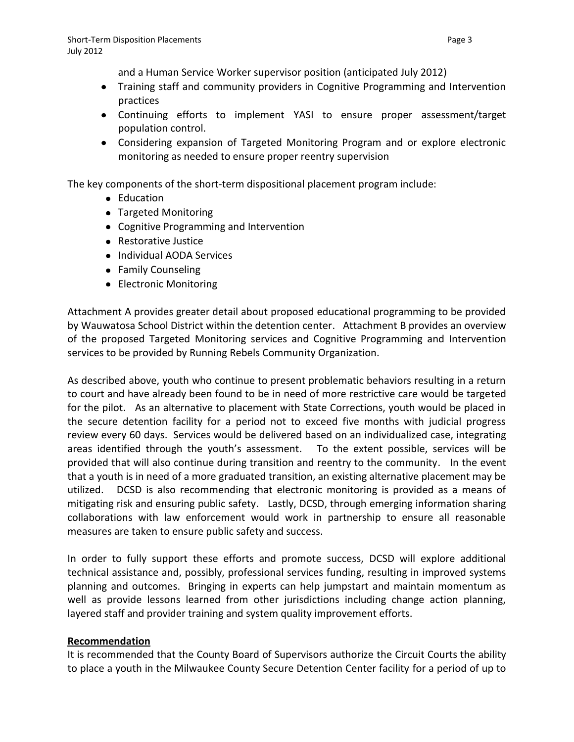and a Human Service Worker supervisor position (anticipated July 2012)

- Training staff and community providers in Cognitive Programming and Intervention practices
- Continuing efforts to implement YASI to ensure proper assessment/target population control.
- Considering expansion of Targeted Monitoring Program and or explore electronic monitoring as needed to ensure proper reentry supervision

The key components of the short-term dispositional placement program include:

- Education
- Targeted Monitoring
- Cognitive Programming and Intervention
- Restorative Justice
- Individual AODA Services
- Family Counseling
- Electronic Monitoring

Attachment A provides greater detail about proposed educational programming to be provided by Wauwatosa School District within the detention center. Attachment B provides an overview of the proposed Targeted Monitoring services and Cognitive Programming and Intervention services to be provided by Running Rebels Community Organization.

As described above, youth who continue to present problematic behaviors resulting in a return to court and have already been found to be in need of more restrictive care would be targeted for the pilot. As an alternative to placement with State Corrections, youth would be placed in the secure detention facility for a period not to exceed five months with judicial progress review every 60 days. Services would be delivered based on an individualized case, integrating areas identified through the youth's assessment. To the extent possible, services will be provided that will also continue during transition and reentry to the community. In the event that a youth is in need of a more graduated transition, an existing alternative placement may be utilized. DCSD is also recommending that electronic monitoring is provided as a means of mitigating risk and ensuring public safety. Lastly, DCSD, through emerging information sharing collaborations with law enforcement would work in partnership to ensure all reasonable measures are taken to ensure public safety and success.

In order to fully support these efforts and promote success, DCSD will explore additional technical assistance and, possibly, professional services funding, resulting in improved systems planning and outcomes. Bringing in experts can help jumpstart and maintain momentum as well as provide lessons learned from other jurisdictions including change action planning, layered staff and provider training and system quality improvement efforts.

**Recommendation**

It is recommended that the County Board of Supervisors authorize the Circuit Courts the ability to place a youth in the Milwaukee County Secure Detention Center facility for a period of up to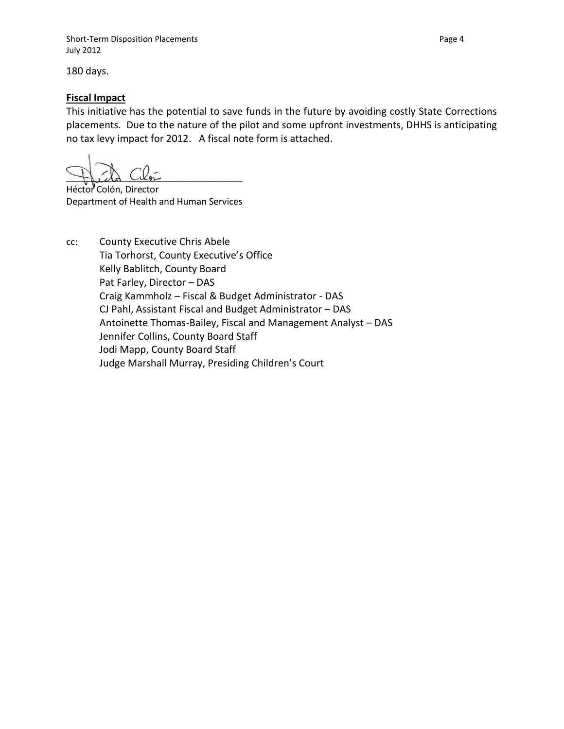180 days.

**Fiscal Impact**

This initiative has the potential to save funds in the future by avoiding costly State Corrections placements. Due to the nature of the pilot and some upfront investments, DHHS is anticipating no tax levy impact for 2012. A fiscal note form is attached.

Héctor Colón, Director
Department of Health and Human Services

cc: County Executive Chris Abele
Tia Torhorst, County Executive's Office
Kelly Bablitch, County Board
Pat Farley, Director – DAS
Craig Kammholz – Fiscal & Budget Administrator - DAS
CJ Pahl, Assistant Fiscal and Budget Administrator – DAS
Antoinette Thomas-Bailey, Fiscal and Management Analyst – DAS
Jennifer Collins, County Board Staff
Jodi Mapp, County Board Staff
Judge Marshall Murray, Presiding Children's Court